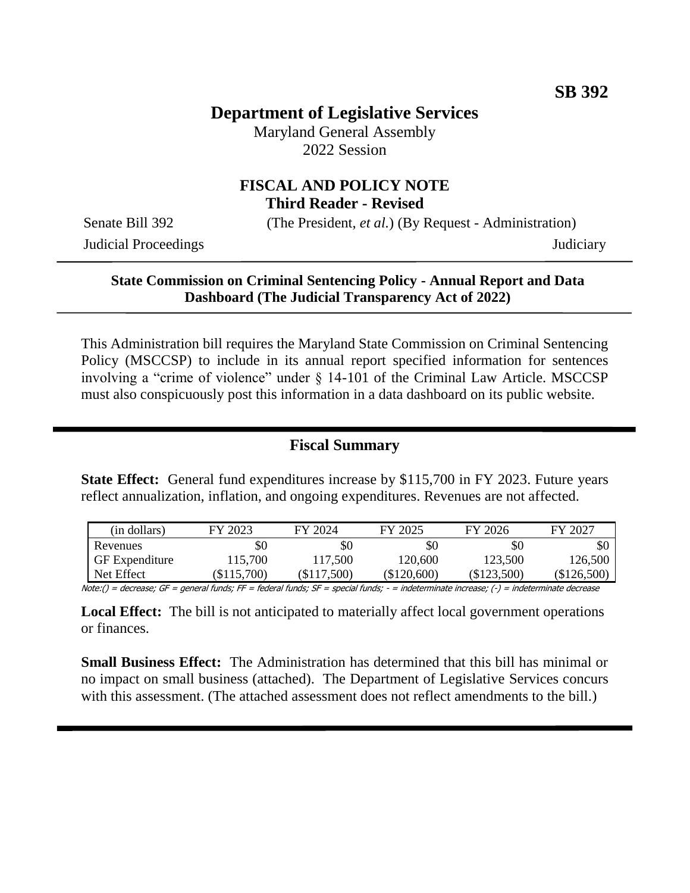**SB 392**

# Department of Legislative Services

Maryland General Assembly
2022 Session

## FISCAL AND POLICY NOTE
**Third Reader - Revised**

Senate Bill 392 (The President, *et al.*) (By Request - Administration)
Judicial Proceedings Judiciary

---

**State Commission on Criminal Sentencing Policy - Annual Report and Data Dashboard (The Judicial Transparency Act of 2022)**

---

This Administration bill requires the Maryland State Commission on Criminal Sentencing Policy (MSCCSP) to include in its annual report specified information for sentences involving a "crime of violence" under § 14-101 of the Criminal Law Article. MSCCSP must also conspicuously post this information in a data dashboard on its public website.

---

## Fiscal Summary

**State Effect:** General fund expenditures increase by $115,700 in FY 2023. Future years reflect annualization, inflation, and ongoing expenditures. Revenues are not affected.

| (in dollars) | FY 2023 | FY 2024 | FY 2025 | FY 2026 | FY 2027 |
|---|---|---|---|---|---|
| Revenues | $0 | $0 | $0 | $0 | $0 |
| GF Expenditure | 115,700 | 117,500 | 120,600 | 123,500 | 126,500 |
| Net Effect | ($115,700) | ($117,500) | ($120,600) | ($123,500) | ($126,500) |

Note:() = decrease; GF = general funds; FF = federal funds; SF = special funds; - = indeterminate increase; (-) = indeterminate decrease

**Local Effect:** The bill is not anticipated to materially affect local government operations or finances.

**Small Business Effect:** The Administration has determined that this bill has minimal or no impact on small business (attached). The Department of Legislative Services concurs with this assessment. (The attached assessment does not reflect amendments to the bill.)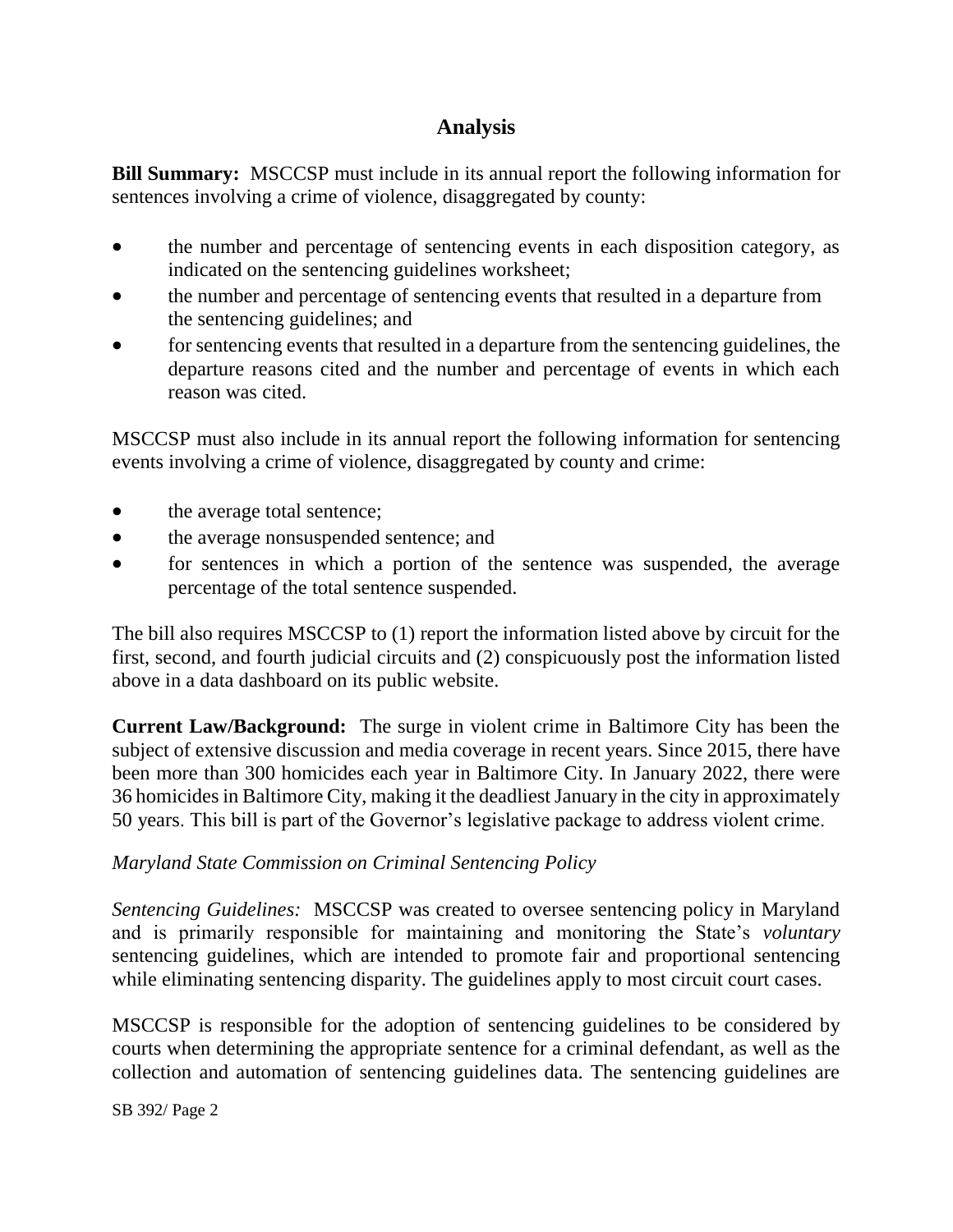## Analysis

**Bill Summary:** MSCCSP must include in its annual report the following information for sentences involving a crime of violence, disaggregated by county:

- the number and percentage of sentencing events in each disposition category, as indicated on the sentencing guidelines worksheet;
- the number and percentage of sentencing events that resulted in a departure from the sentencing guidelines; and
- for sentencing events that resulted in a departure from the sentencing guidelines, the departure reasons cited and the number and percentage of events in which each reason was cited.

MSCCSP must also include in its annual report the following information for sentencing events involving a crime of violence, disaggregated by county and crime:

- the average total sentence;
- the average nonsuspended sentence; and
- for sentences in which a portion of the sentence was suspended, the average percentage of the total sentence suspended.

The bill also requires MSCCSP to (1) report the information listed above by circuit for the first, second, and fourth judicial circuits and (2) conspicuously post the information listed above in a data dashboard on its public website.

**Current Law/Background:** The surge in violent crime in Baltimore City has been the subject of extensive discussion and media coverage in recent years. Since 2015, there have been more than 300 homicides each year in Baltimore City. In January 2022, there were 36 homicides in Baltimore City, making it the deadliest January in the city in approximately 50 years. This bill is part of the Governor's legislative package to address violent crime.

*Maryland State Commission on Criminal Sentencing Policy*

*Sentencing Guidelines:* MSCCSP was created to oversee sentencing policy in Maryland and is primarily responsible for maintaining and monitoring the State's *voluntary* sentencing guidelines, which are intended to promote fair and proportional sentencing while eliminating sentencing disparity. The guidelines apply to most circuit court cases.

MSCCSP is responsible for the adoption of sentencing guidelines to be considered by courts when determining the appropriate sentence for a criminal defendant, as well as the collection and automation of sentencing guidelines data. The sentencing guidelines are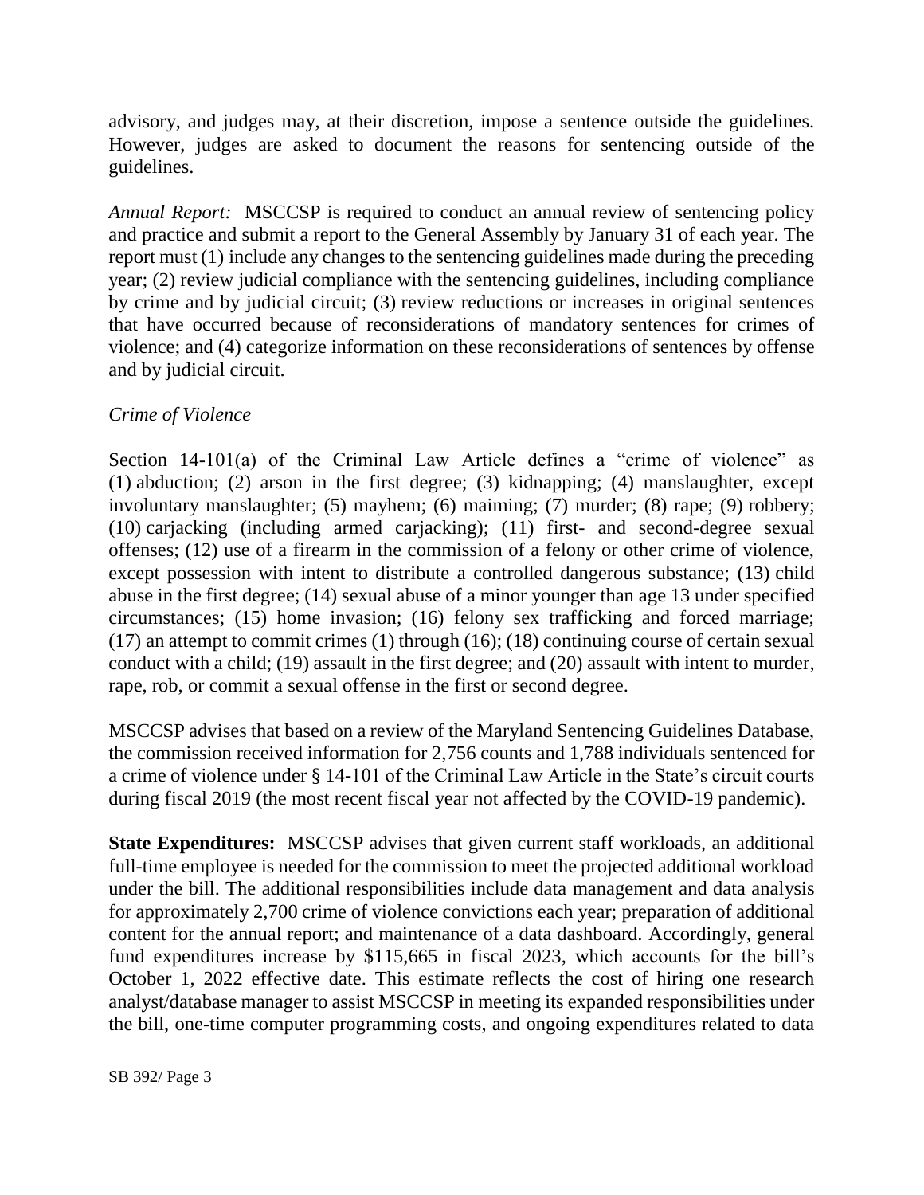advisory, and judges may, at their discretion, impose a sentence outside the guidelines. However, judges are asked to document the reasons for sentencing outside of the guidelines.

*Annual Report:* MSCCSP is required to conduct an annual review of sentencing policy and practice and submit a report to the General Assembly by January 31 of each year. The report must (1) include any changes to the sentencing guidelines made during the preceding year; (2) review judicial compliance with the sentencing guidelines, including compliance by crime and by judicial circuit; (3) review reductions or increases in original sentences that have occurred because of reconsiderations of mandatory sentences for crimes of violence; and (4) categorize information on these reconsiderations of sentences by offense and by judicial circuit.

*Crime of Violence*

Section 14-101(a) of the Criminal Law Article defines a "crime of violence" as (1) abduction; (2) arson in the first degree; (3) kidnapping; (4) manslaughter, except involuntary manslaughter; (5) mayhem; (6) maiming; (7) murder; (8) rape; (9) robbery; (10) carjacking (including armed carjacking); (11) first- and second-degree sexual offenses; (12) use of a firearm in the commission of a felony or other crime of violence, except possession with intent to distribute a controlled dangerous substance; (13) child abuse in the first degree; (14) sexual abuse of a minor younger than age 13 under specified circumstances; (15) home invasion; (16) felony sex trafficking and forced marriage; (17) an attempt to commit crimes (1) through (16); (18) continuing course of certain sexual conduct with a child; (19) assault in the first degree; and (20) assault with intent to murder, rape, rob, or commit a sexual offense in the first or second degree.

MSCCSP advises that based on a review of the Maryland Sentencing Guidelines Database, the commission received information for 2,756 counts and 1,788 individuals sentenced for a crime of violence under § 14-101 of the Criminal Law Article in the State's circuit courts during fiscal 2019 (the most recent fiscal year not affected by the COVID-19 pandemic).

**State Expenditures:** MSCCSP advises that given current staff workloads, an additional full-time employee is needed for the commission to meet the projected additional workload under the bill. The additional responsibilities include data management and data analysis for approximately 2,700 crime of violence convictions each year; preparation of additional content for the annual report; and maintenance of a data dashboard. Accordingly, general fund expenditures increase by $115,665 in fiscal 2023, which accounts for the bill's October 1, 2022 effective date. This estimate reflects the cost of hiring one research analyst/database manager to assist MSCCSP in meeting its expanded responsibilities under the bill, one-time computer programming costs, and ongoing expenditures related to data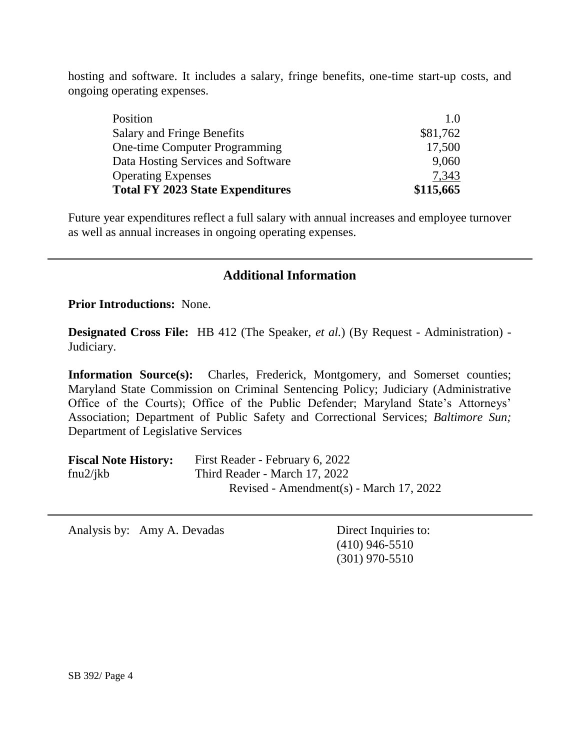hosting and software. It includes a salary, fringe benefits, one-time start-up costs, and ongoing operating expenses.

| | |
|---|---:|
| Position | 1.0 |
| Salary and Fringe Benefits | $81,762 |
| One-time Computer Programming | 17,500 |
| Data Hosting Services and Software | 9,060 |
| Operating Expenses | 7,343 |
| **Total FY 2023 State Expenditures** | **$115,665** |

Future year expenditures reflect a full salary with annual increases and employee turnover as well as annual increases in ongoing operating expenses.

## Additional Information

**Prior Introductions:** None.

**Designated Cross File:** HB 412 (The Speaker, *et al.*) (By Request - Administration) - Judiciary.

**Information Source(s):** Charles, Frederick, Montgomery, and Somerset counties; Maryland State Commission on Criminal Sentencing Policy; Judiciary (Administrative Office of the Courts); Office of the Public Defender; Maryland State's Attorneys' Association; Department of Public Safety and Correctional Services; *Baltimore Sun;* Department of Legislative Services

**Fiscal Note History:** First Reader - February 6, 2022
fnu2/jkb Third Reader - March 17, 2022
Revised - Amendment(s) - March 17, 2022

Analysis by: Amy A. Devadas

Direct Inquiries to:
(410) 946-5510
(301) 970-5510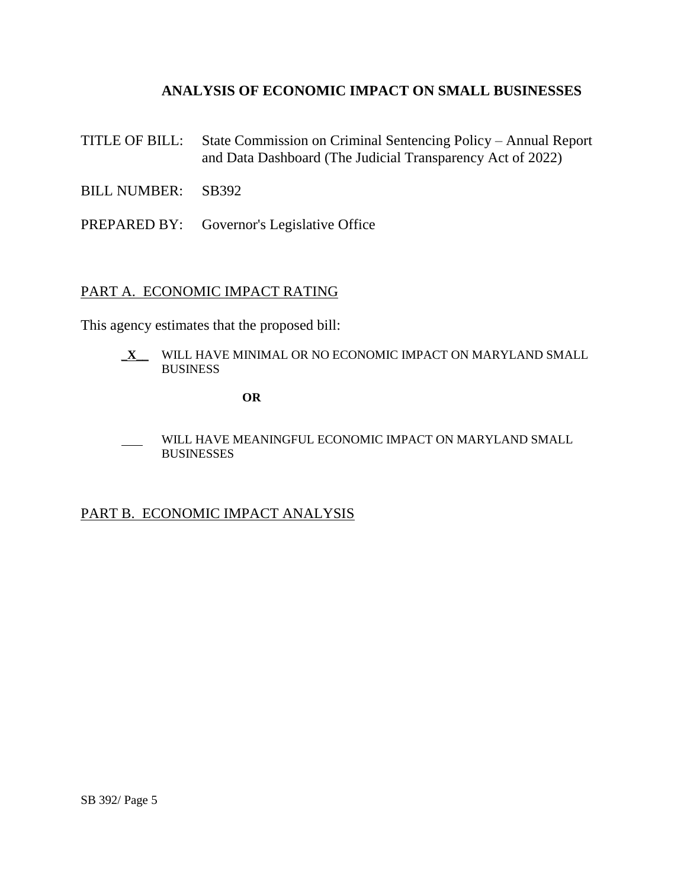# ANALYSIS OF ECONOMIC IMPACT ON SMALL BUSINESSES

TITLE OF BILL: State Commission on Criminal Sentencing Policy – Annual Report and Data Dashboard (The Judicial Transparency Act of 2022)

BILL NUMBER: SB392

PREPARED BY: Governor's Legislative Office

## PART A. ECONOMIC IMPACT RATING

This agency estimates that the proposed bill:

**_X__** WILL HAVE MINIMAL OR NO ECONOMIC IMPACT ON MARYLAND SMALL BUSINESS

**OR**

___ WILL HAVE MEANINGFUL ECONOMIC IMPACT ON MARYLAND SMALL BUSINESSES

## PART B. ECONOMIC IMPACT ANALYSIS